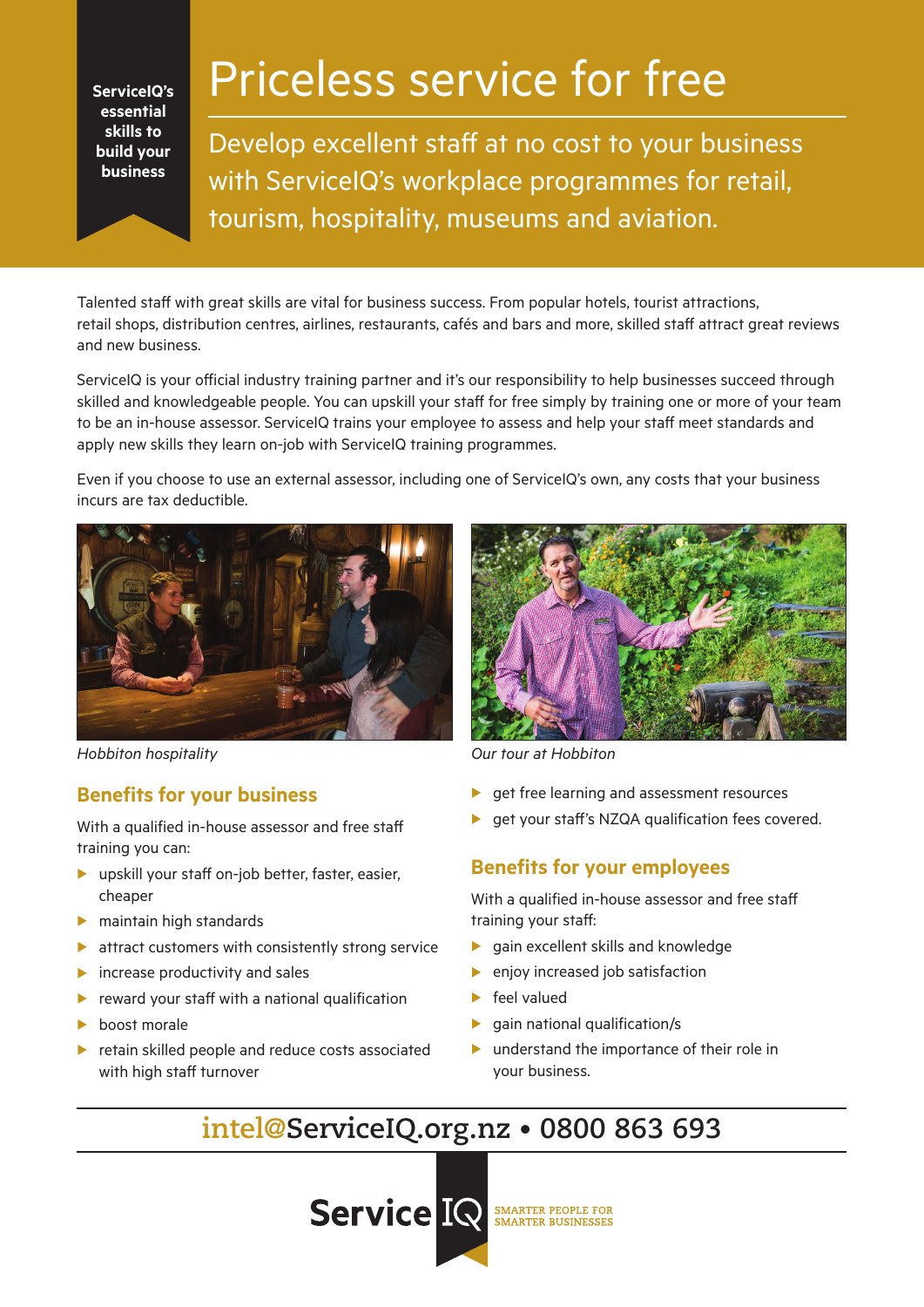ServiceIQ's essential skills to build your business

# Priceless service for free

## Develop excellent staff at no cost to your business with ServiceIQ's workplace programmes for retail, tourism, hospitality, museums and aviation.

Talented staff with great skills are vital for business success. From popular hotels, tourist attractions, retail shops, distribution centres, airlines, restaurants, cafés and bars and more, skilled staff attract great reviews and new business.

ServiceIQ is your official industry training partner and it's our responsibility to help businesses succeed through skilled and knowledgeable people. You can upskill your staff for free simply by training one or more of your team to be an in-house assessor. ServiceIQ trains your employee to assess and help your staff meet standards and apply new skills they learn on-job with ServiceIQ training programmes.

Even if you choose to use an external assessor, including one of ServiceIQ's own, any costs that your business incurs are tax deductible.

*Hobbiton hospitality*

*Our tour at Hobbiton*

### Benefits for your business

With a qualified in-house assessor and free staff training you can:

- upskill your staff on-job better, faster, easier, cheaper
- maintain high standards
- attract customers with consistently strong service
- increase productivity and sales
- reward your staff with a national qualification
- boost morale
- retain skilled people and reduce costs associated with high staff turnover
- get free learning and assessment resources
- get your staff's NZQA qualification fees covered.

### Benefits for your employees

With a qualified in-house assessor and free staff training your staff:

- gain excellent skills and knowledge
- enjoy increased job satisfaction
- feel valued
- gain national qualification/s
- understand the importance of their role in your business.

**intel@ServiceIQ.org.nz • 0800 863 693**

Service IQ — SMARTER PEOPLE FOR SMARTER BUSINESSES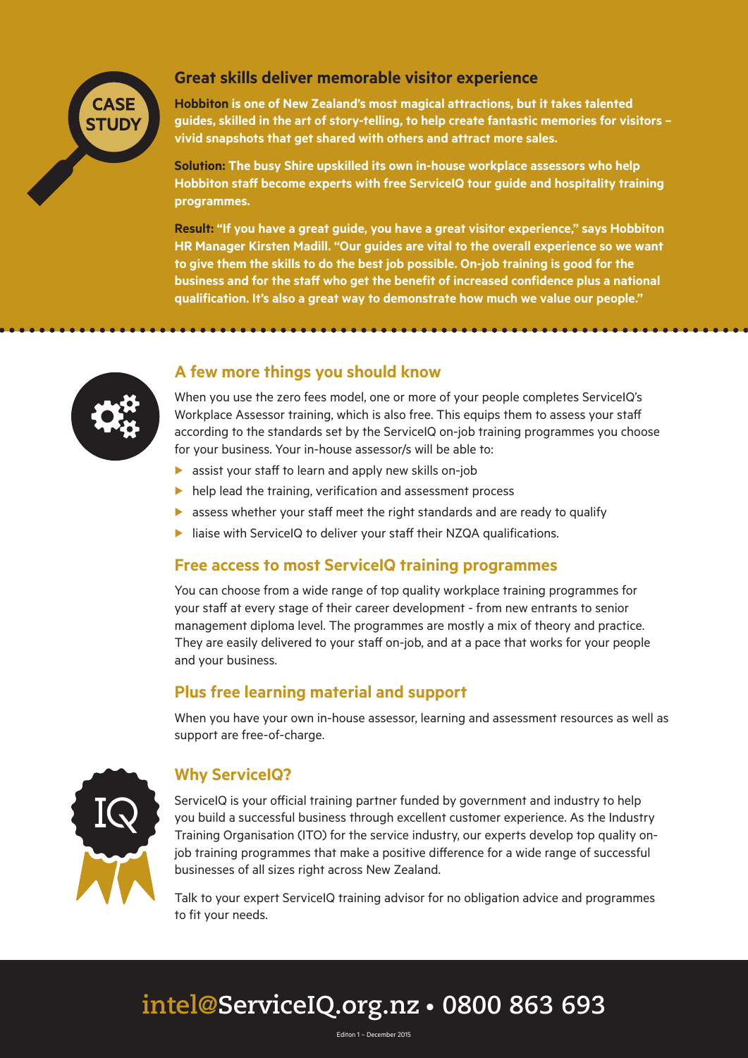CASE STUDY

## Great skills deliver memorable visitor experience

**Hobbiton is one of New Zealand's most magical attractions, but it takes talented guides, skilled in the art of story-telling, to help create fantastic memories for visitors – vivid snapshots that get shared with others and attract more sales.**

**Solution: The busy Shire upskilled its own in-house workplace assessors who help Hobbiton staff become experts with free ServiceIQ tour guide and hospitality training programmes.**

**Result: "If you have a great guide, you have a great visitor experience," says Hobbiton HR Manager Kirsten Madill. "Our guides are vital to the overall experience so we want to give them the skills to do the best job possible. On-job training is good for the business and for the staff who get the benefit of increased confidence plus a national qualification. It's also a great way to demonstrate how much we value our people."**

## A few more things you should know

When you use the zero fees model, one or more of your people completes ServiceIQ's Workplace Assessor training, which is also free. This equips them to assess your staff according to the standards set by the ServiceIQ on-job training programmes you choose for your business. Your in-house assessor/s will be able to:

- assist your staff to learn and apply new skills on-job
- help lead the training, verification and assessment process
- assess whether your staff meet the right standards and are ready to qualify
- liaise with ServiceIQ to deliver your staff their NZQA qualifications.

## Free access to most ServiceIQ training programmes

You can choose from a wide range of top quality workplace training programmes for your staff at every stage of their career development - from new entrants to senior management diploma level. The programmes are mostly a mix of theory and practice. They are easily delivered to your staff on-job, and at a pace that works for your people and your business.

## Plus free learning material and support

When you have your own in-house assessor, learning and assessment resources as well as support are free-of-charge.

## Why ServiceIQ?

ServiceIQ is your official training partner funded by government and industry to help you build a successful business through excellent customer experience. As the Industry Training Organisation (ITO) for the service industry, our experts develop top quality on-job training programmes that make a positive difference for a wide range of successful businesses of all sizes right across New Zealand.

Talk to your expert ServiceIQ training advisor for no obligation advice and programmes to fit your needs.

intel@ServiceIQ.org.nz • 0800 863 693

Editon 1 – December 2015